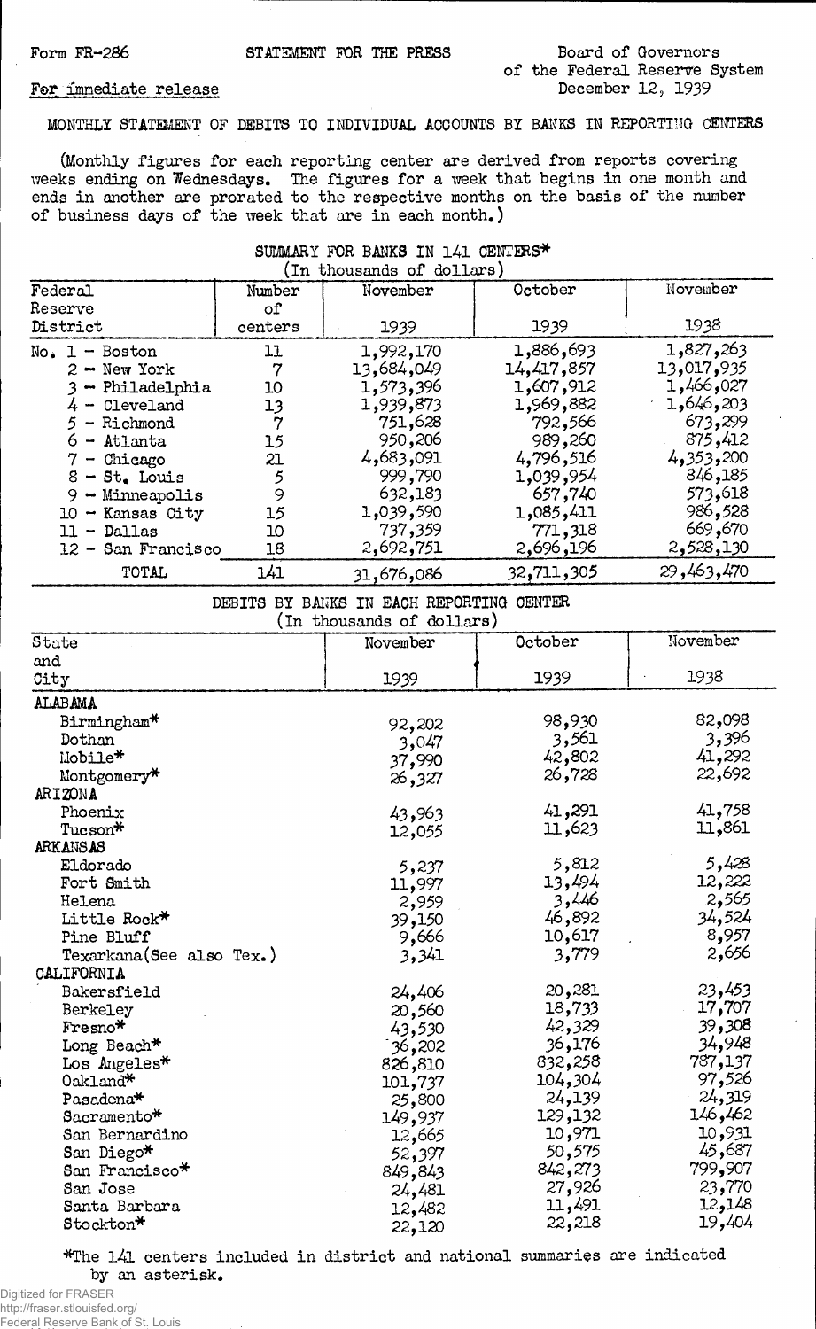Form FR-286 STATEMENT FOR THE PRESS Board of Governors of the Federal Reserve System

For immediate release December 12, 1939

# MONTHLY STATEMENT OF DEBITS TO INDIVIDUAL ACCOUNTS BY BANKS IN REPORTING CENTERS

(Monthly figures for each reporting center are derived from reports covering weeks ending on Wednesdays. The figures for a week that begins in one month and ends in another are prorated to the respective months on the basis of the number of business days of the week that are in each month.)

SUMMARY FOR BANKS IN 141 CENTERS*
(In thousands of dollars)

| Federal Reserve District | Number of centers | November 1939 | October 1939 | November 1938 |
|---|---|---|---|---|
| No. 1 - Boston | 11 | 1,992,170 | 1,886,693 | 1,827,263 |
| 2 - New York | 7 | 13,684,049 | 14,417,857 | 13,017,935 |
| 3 - Philadelphia | 10 | 1,573,396 | 1,607,912 | 1,466,027 |
| 4 - Cleveland | 13 | 1,939,873 | 1,969,882 | 1,646,203 |
| 5 - Richmond | 7 | 751,628 | 792,566 | 673,299 |
| 6 - Atlanta | 15 | 950,206 | 989,260 | 875,412 |
| 7 - Chicago | 21 | 4,683,091 | 4,796,516 | 4,353,200 |
| 8 - St. Louis | 5 | 999,790 | 1,039,954 | 846,185 |
| 9 - Minneapolis | 9 | 632,183 | 657,740 | 573,618 |
| 10 - Kansas City | 15 | 1,039,590 | 1,085,411 | 986,528 |
| 11 - Dallas | 10 | 737,359 | 771,318 | 669,670 |
| 12 - San Francisco | 18 | 2,692,751 | 2,696,196 | 2,528,130 |
| TOTAL | 141 | 31,676,086 | 32,711,305 | 29,463,470 |

DEBITS BY BANKS IN EACH REPORTING CENTER
(In thousands of dollars)

| State and City | November 1939 | October 1939 | November 1938 |
|---|---|---|---|
| **ALABAMA** | | | |
| Birmingham* | 92,202 | 98,930 | 82,098 |
| Dothan | 3,047 | 3,561 | 3,396 |
| Mobile* | 37,990 | 42,802 | 41,292 |
| Montgomery* | 26,327 | 26,728 | 22,692 |
| **ARIZONA** | | | |
| Phoenix | 43,963 | 41,291 | 41,758 |
| Tucson* | 12,055 | 11,623 | 11,861 |
| **ARKANSAS** | | | |
| Eldorado | 5,237 | 5,812 | 5,428 |
| Fort Smith | 11,997 | 13,494 | 12,222 |
| Helena | 2,959 | 3,446 | 2,565 |
| Little Rock* | 39,150 | 46,892 | 34,524 |
| Pine Bluff | 9,666 | 10,617 | 8,957 |
| Texarkana(See also Tex.) | 3,341 | 3,779 | 2,656 |
| **CALIFORNIA** | | | |
| Bakersfield | 24,406 | 20,281 | 23,453 |
| Berkeley | 20,560 | 18,733 | 17,707 |
| Fresno* | 43,530 | 42,329 | 39,308 |
| Long Beach* | 36,202 | 36,176 | 34,948 |
| Los Angeles* | 826,810 | 832,258 | 787,137 |
| Oakland* | 101,737 | 104,304 | 97,526 |
| Pasadena* | 25,800 | 24,139 | 24,319 |
| Sacramento* | 149,937 | 129,132 | 146,462 |
| San Bernardino | 12,665 | 10,971 | 10,931 |
| San Diego* | 52,397 | 50,575 | 45,687 |
| San Francisco* | 849,843 | 842,273 | 799,907 |
| San Jose | 24,481 | 27,926 | 23,770 |
| Santa Barbara | 12,482 | 11,491 | 12,148 |
| Stockton* | 22,120 | 22,218 | 19,404 |

*The 141 centers included in district and national summaries are indicated by an asterisk.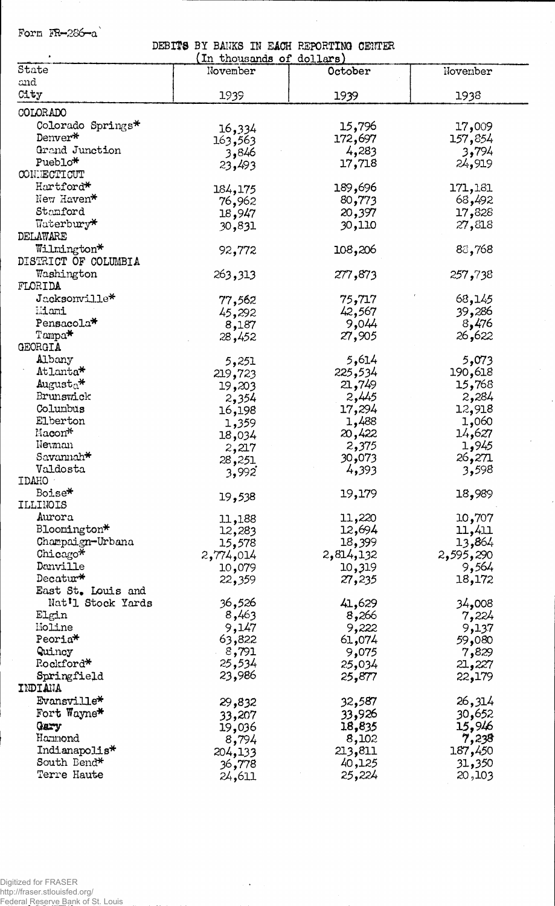Form FR-286-a

DEBITS BY BANKS IN EACH REPORTING CENTER

(In thousands of dollars)

| State and City | November 1939 | October 1939 | November 1938 |
|---|---|---|---|
| COLORADO | | | |
| Colorado Springs* | 16,334 | 15,796 | 17,009 |
| Denver* | 163,563 | 172,697 | 157,854 |
| Grand Junction | 3,846 | 4,283 | 3,794 |
| Pueblo* | 23,493 | 17,718 | 24,919 |
| CONNECTICUT | | | |
| Hartford* | 184,175 | 189,696 | 171,181 |
| New Haven* | 76,962 | 80,773 | 68,492 |
| Stamford | 18,947 | 20,397 | 17,828 |
| Waterbury* | 30,831 | 30,110 | 27,818 |
| DELAWARE | | | |
| Wilmington* | 92,772 | 108,206 | 88,768 |
| DISTRICT OF COLUMBIA | | | |
| Washington | 263,313 | 277,873 | 257,738 |
| FLORIDA | | | |
| Jacksonville* | 77,562 | 75,717 | 68,145 |
| Miami | 45,292 | 42,567 | 39,286 |
| Pensacola* | 8,187 | 9,044 | 8,476 |
| Tampa* | 28,452 | 27,905 | 26,622 |
| GEORGIA | | | |
| Albany | 5,251 | 5,614 | 5,073 |
| Atlanta* | 219,723 | 225,534 | 190,618 |
| Augusta* | 19,203 | 21,749 | 15,768 |
| Brunswick | 2,354 | 2,445 | 2,284 |
| Columbus | 16,198 | 17,294 | 12,918 |
| Elberton | 1,359 | 1,488 | 1,060 |
| Macon* | 18,034 | 20,422 | 14,627 |
| Newnan | 2,217 | 2,375 | 1,945 |
| Savannah* | 28,251 | 30,073 | 26,271 |
| Valdosta | 3,992 | 4,393 | 3,598 |
| IDAHO | | | |
| Boise* | 19,538 | 19,179 | 18,989 |
| ILLINOIS | | | |
| Aurora | 11,188 | 11,220 | 10,707 |
| Bloomington* | 12,283 | 12,694 | 11,411 |
| Champaign-Urbana | 15,578 | 18,399 | 13,864 |
| Chicago* | 2,774,014 | 2,814,132 | 2,595,290 |
| Danville | 10,079 | 10,319 | 9,564 |
| Decatur* | 22,359 | 27,235 | 18,172 |
| East St. Louis and Nat'l Stock Yards | 36,526 | 41,629 | 34,008 |
| Elgin | 8,463 | 8,266 | 7,224 |
| Moline | 9,147 | 9,222 | 9,137 |
| Peoria* | 63,822 | 61,074 | 59,080 |
| Quincy | 8,791 | 9,075 | 7,829 |
| Rockford* | 25,534 | 25,034 | 21,227 |
| Springfield | 23,986 | 25,877 | 22,179 |
| INDIANA | | | |
| Evansville* | 29,832 | 32,587 | 26,314 |
| Fort Wayne* | 33,207 | 33,926 | 30,652 |
| Gary | 19,036 | 18,835 | 15,946 |
| Hammond | 8,794 | 8,102 | 7,238 |
| Indianapolis* | 204,133 | 213,811 | 187,450 |
| South Bend* | 36,778 | 40,125 | 31,350 |
| Terre Haute | 24,611 | 25,224 | 20,103 |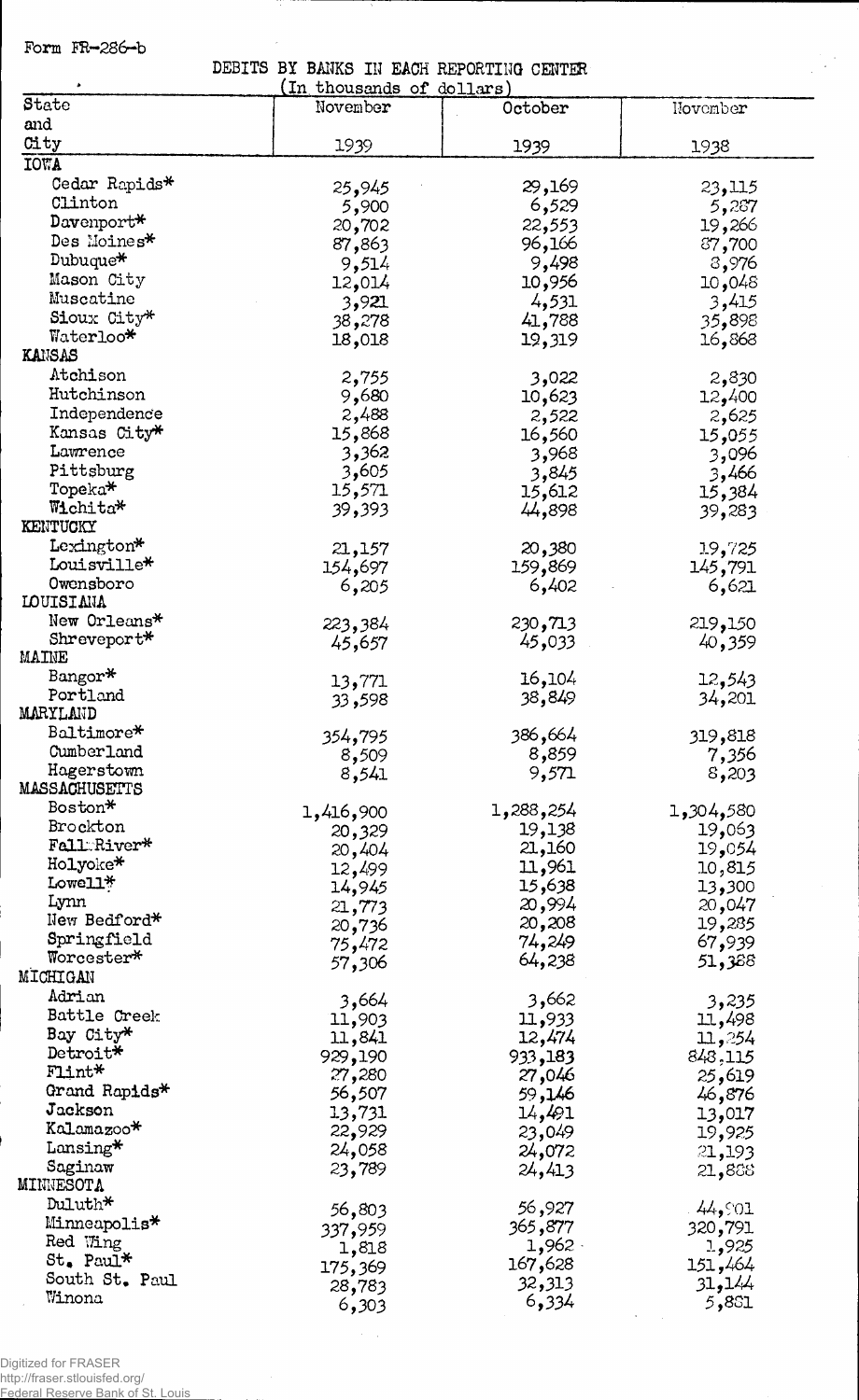Form FR-286-b

DEBITS BY BANKS IN EACH REPORTING CENTER

(In thousands of dollars)

| State and City | November 1939 | October 1939 | November 1938 |
|---|---|---|---|
| **IOWA** | | | |
| Cedar Rapids* | 25,945 | 29,169 | 23,115 |
| Clinton | 5,900 | 6,529 | 5,287 |
| Davenport* | 20,702 | 22,553 | 19,266 |
| Des Moines* | 87,863 | 96,166 | 87,700 |
| Dubuque* | 9,514 | 9,498 | 8,976 |
| Mason City | 12,014 | 10,956 | 10,048 |
| Muscatine | 3,921 | 4,531 | 3,415 |
| Sioux City* | 38,278 | 41,788 | 35,898 |
| Waterloo* | 18,018 | 19,319 | 16,868 |
| **KANSAS** | | | |
| Atchison | 2,755 | 3,022 | 2,830 |
| Hutchinson | 9,680 | 10,623 | 12,400 |
| Independence | 2,488 | 2,522 | 2,625 |
| Kansas City* | 15,868 | 16,560 | 15,055 |
| Lawrence | 3,362 | 3,968 | 3,096 |
| Pittsburg | 3,605 | 3,845 | 3,466 |
| Topeka* | 15,571 | 15,612 | 15,384 |
| Wichita* | 39,393 | 44,898 | 39,283 |
| **KENTUCKY** | | | |
| Lexington* | 21,157 | 20,380 | 19,725 |
| Louisville* | 154,697 | 159,869 | 145,791 |
| Owensboro | 6,205 | 6,402 | 6,621 |
| **LOUISIANA** | | | |
| New Orleans* | 223,384 | 230,713 | 219,150 |
| Shreveport* | 45,657 | 45,033 | 40,359 |
| **MAINE** | | | |
| Bangor* | 13,771 | 16,104 | 12,543 |
| Portland | 33,598 | 38,849 | 34,201 |
| **MARYLAND** | | | |
| Baltimore* | 354,795 | 386,664 | 319,818 |
| Cumberland | 8,509 | 8,859 | 7,356 |
| Hagerstown | 8,541 | 9,571 | 8,203 |
| **MASSACHUSETTS** | | | |
| Boston* | 1,416,900 | 1,288,254 | 1,304,580 |
| Brockton | 20,329 | 19,138 | 19,063 |
| Fall River* | 20,404 | 21,160 | 19,054 |
| Holyoke* | 12,499 | 11,961 | 10,815 |
| Lowell* | 14,945 | 15,638 | 13,300 |
| Lynn | 21,773 | 20,994 | 20,047 |
| New Bedford* | 20,736 | 20,208 | 19,285 |
| Springfield | 75,472 | 74,249 | 67,939 |
| Worcester* | 57,306 | 64,238 | 51,388 |
| **MICHIGAN** | | | |
| Adrian | 3,664 | 3,662 | 3,235 |
| Battle Creek | 11,903 | 11,933 | 11,498 |
| Bay City* | 11,841 | 12,474 | 11,254 |
| Detroit* | 929,190 | 933,183 | 848,115 |
| Flint* | 27,280 | 27,046 | 25,619 |
| Grand Rapids* | 56,507 | 59,146 | 46,876 |
| Jackson | 13,731 | 14,491 | 13,017 |
| Kalamazoo* | 22,929 | 23,049 | 19,925 |
| Lansing* | 24,058 | 24,072 | 21,193 |
| Saginaw | 23,789 | 24,413 | 21,888 |
| **MINNESOTA** | | | |
| Duluth* | 56,803 | 56,927 | 44,901 |
| Minneapolis* | 337,959 | 365,877 | 320,791 |
| Red Wing | 1,818 | 1,962 | 1,925 |
| St. Paul* | 175,369 | 167,628 | 151,464 |
| South St. Paul | 28,783 | 32,313 | 31,144 |
| Winona | 6,303 | 6,334 | 5,881 |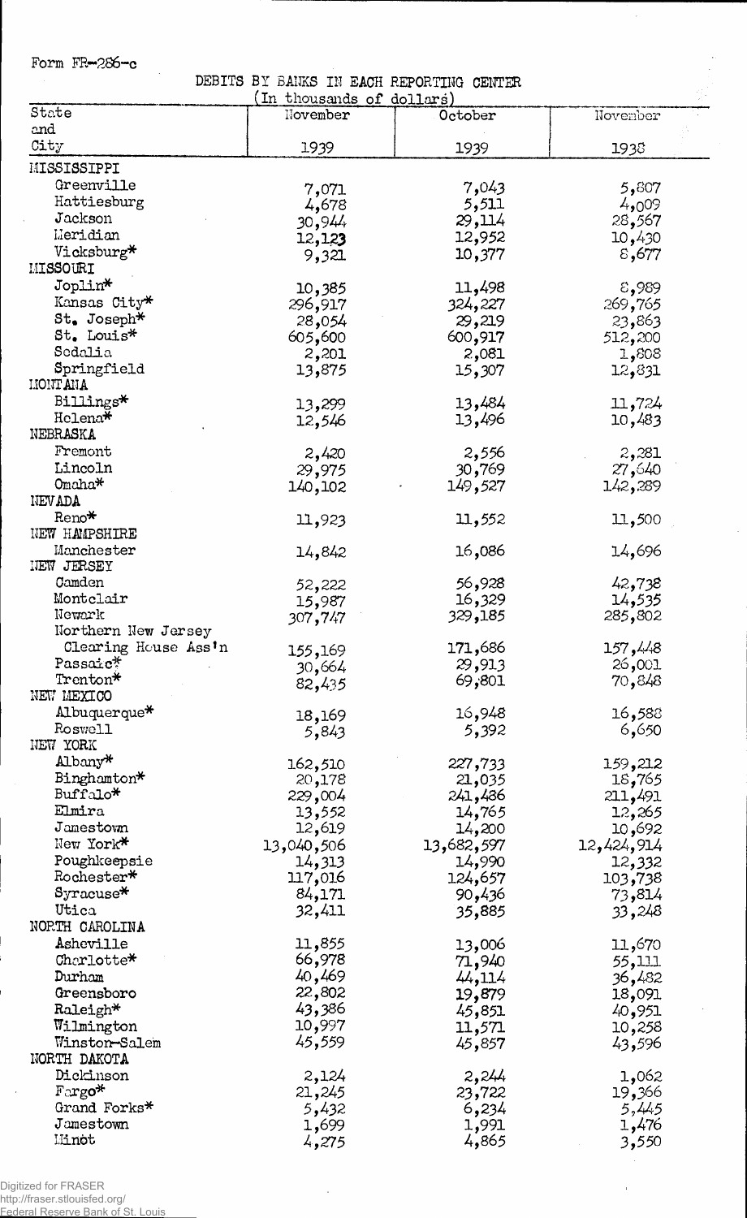Form FR-286-c

DEBITS BY BANKS IN EACH REPORTING CENTER

(In thousands of dollars)

| State and City | November 1939 | October 1939 | November 1938 |
|---|---|---|---|
| MISSISSIPPI | | | |
| Greenville | 7,071 | 7,043 | 5,807 |
| Hattiesburg | 4,678 | 5,511 | 4,009 |
| Jackson | 30,944 | 29,114 | 28,567 |
| Meridian | 12,123 | 12,952 | 10,430 |
| Vicksburg* | 9,321 | 10,377 | 8,677 |
| MISSOURI | | | |
| Joplin* | 10,385 | 11,498 | 8,989 |
| Kansas City* | 296,917 | 324,227 | 269,765 |
| St. Joseph* | 28,054 | 29,219 | 23,863 |
| St. Louis* | 605,600 | 600,917 | 512,200 |
| Sedalia | 2,201 | 2,081 | 1,808 |
| Springfield | 13,875 | 15,307 | 12,831 |
| MONTANA | | | |
| Billings* | 13,299 | 13,484 | 11,724 |
| Helena* | 12,546 | 13,496 | 10,483 |
| NEBRASKA | | | |
| Fremont | 2,420 | 2,556 | 2,281 |
| Lincoln | 29,975 | 30,769 | 27,640 |
| Omaha* | 140,102 | 149,527 | 142,289 |
| NEVADA | | | |
| Reno* | 11,923 | 11,552 | 11,500 |
| NEW HAMPSHIRE | | | |
| Manchester | 14,842 | 16,086 | 14,696 |
| NEW JERSEY | | | |
| Camden | 52,222 | 56,928 | 42,738 |
| Montclair | 15,987 | 16,329 | 14,535 |
| Newark | 307,747 | 329,185 | 285,802 |
| Northern New Jersey Clearing House Ass'n | 155,169 | 171,686 | 157,448 |
| Passaic* | 30,664 | 29,913 | 26,001 |
| Trenton* | 82,435 | 69,801 | 70,848 |
| NEW MEXICO | | | |
| Albuquerque* | 18,169 | 16,948 | 16,588 |
| Roswell | 5,843 | 5,392 | 6,650 |
| NEW YORK | | | |
| Albany* | 162,510 | 227,733 | 159,212 |
| Binghamton* | 20,178 | 21,035 | 18,765 |
| Buffalo* | 229,004 | 241,486 | 211,491 |
| Elmira | 13,552 | 14,765 | 12,265 |
| Jamestown | 12,619 | 14,200 | 10,692 |
| New York* | 13,040,506 | 13,682,597 | 12,424,914 |
| Poughkeepsie | 14,313 | 14,990 | 12,332 |
| Rochester* | 117,016 | 124,657 | 103,738 |
| Syracuse* | 84,171 | 90,436 | 73,814 |
| Utica | 32,411 | 35,885 | 33,248 |
| NORTH CAROLINA | | | |
| Asheville | 11,855 | 13,006 | 11,670 |
| Charlotte* | 66,978 | 71,940 | 55,111 |
| Durham | 40,469 | 44,114 | 36,482 |
| Greensboro | 22,802 | 19,879 | 18,091 |
| Raleigh* | 43,386 | 45,851 | 40,951 |
| Wilmington | 10,997 | 11,571 | 10,258 |
| Winston-Salem | 45,559 | 45,857 | 43,596 |
| NORTH DAKOTA | | | |
| Dickinson | 2,124 | 2,244 | 1,062 |
| Fargo* | 21,245 | 23,722 | 19,366 |
| Grand Forks* | 5,432 | 6,234 | 5,445 |
| Jamestown | 1,699 | 1,991 | 1,476 |
| Minot | 4,275 | 4,865 | 3,550 |

Digitized for FRASER
http://fraser.stlouisfed.org/
Federal Reserve Bank of St. Louis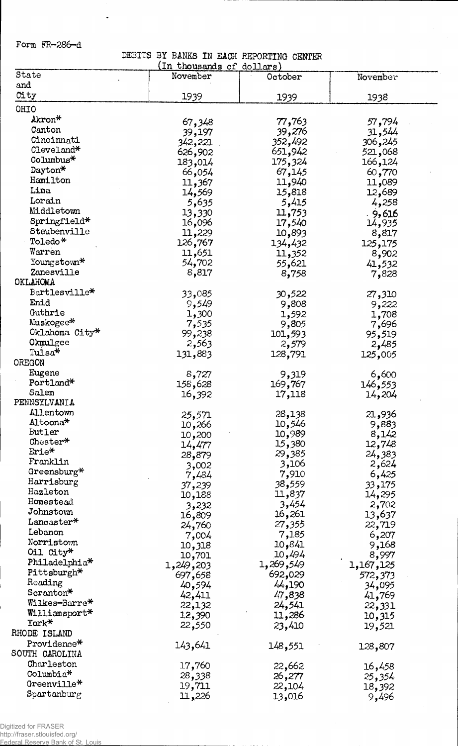Form FR-286-d

DEBITS BY BANKS IN EACH REPORTING CENTER

(In thousands of dollars)

| State and City | November 1939 | October 1939 | November 1938 |
|---|---|---|---|
| OHIO | | | |
| Akron* | 67,348 | 77,763 | 57,794 |
| Canton | 39,197 | 39,276 | 31,544 |
| Cincinnati | 342,221 | 352,492 | 306,245 |
| Cleveland* | 626,902 | 651,942 | 521,068 |
| Columbus* | 183,014 | 175,324 | 166,124 |
| Dayton* | 66,054 | 67,145 | 60,770 |
| Hamilton | 11,367 | 11,940 | 11,089 |
| Lima | 14,569 | 15,818 | 12,689 |
| Lorain | 5,635 | 5,415 | 4,258 |
| Middletown | 13,330 | 11,753 | 9,616 |
| Springfield* | 16,096 | 17,540 | 14,935 |
| Steubenville | 11,229 | 10,893 | 8,817 |
| Toledo* | 126,767 | 134,432 | 125,175 |
| Warren | 11,651 | 11,352 | 8,902 |
| Youngstown* | 54,702 | 55,621 | 41,532 |
| Zanesville | 8,817 | 8,758 | 7,828 |
| OKLAHOMA | | | |
| Bartlesville* | 33,085 | 30,522 | 27,310 |
| Enid | 9,549 | 9,808 | 9,222 |
| Guthrie | 1,300 | 1,592 | 1,708 |
| Muskogee* | 7,535 | 9,805 | 7,696 |
| Oklahoma City* | 99,238 | 101,593 | 95,519 |
| Okmulgee | 2,563 | 2,579 | 2,485 |
| Tulsa* | 131,883 | 128,791 | 125,005 |
| OREGON | | | |
| Eugene | 8,727 | 9,319 | 6,600 |
| Portland* | 158,628 | 169,767 | 146,553 |
| Salem | 16,392 | 17,118 | 14,204 |
| PENNSYLVANIA | | | |
| Allentown | 25,571 | 28,138 | 21,936 |
| Altoona* | 10,266 | 10,546 | 9,883 |
| Butler | 10,200 | 10,989 | 8,142 |
| Chester* | 14,477 | 15,380 | 12,748 |
| Erie* | 28,879 | 29,385 | 24,383 |
| Franklin | 3,002 | 3,106 | 2,624 |
| Greensburg* | 7,484 | 7,910 | 6,425 |
| Harrisburg | 37,239 | 38,559 | 33,175 |
| Hazleton | 10,188 | 11,837 | 14,295 |
| Homestead | 3,232 | 3,454 | 2,702 |
| Johnstown | 16,809 | 16,261 | 13,637 |
| Lancaster* | 24,760 | 27,355 | 22,719 |
| Lebanon | 7,004 | 7,185 | 6,207 |
| Norristown | 10,318 | 10,841 | 9,168 |
| Oil City* | 10,701 | 10,494 | 8,997 |
| Philadelphia* | 1,249,203 | 1,269,549 | 1,167,125 |
| Pittsburgh* | 697,658 | 692,029 | 572,373 |
| Reading | 40,594 | 44,190 | 34,095 |
| Scranton* | 42,411 | 47,838 | 41,769 |
| Wilkes-Barre* | 22,132 | 24,541 | 22,331 |
| Williamsport* | 12,390 | 11,286 | 10,315 |
| York* | 22,550 | 23,410 | 19,521 |
| RHODE ISLAND | | | |
| Providence* | 143,641 | 148,551 | 128,807 |
| SOUTH CAROLINA | | | |
| Charleston | 17,760 | 22,662 | 16,458 |
| Columbia* | 28,338 | 26,277 | 25,354 |
| Greenville* | 19,711 | 22,104 | 18,392 |
| Spartanburg | 11,226 | 13,016 | 9,496 |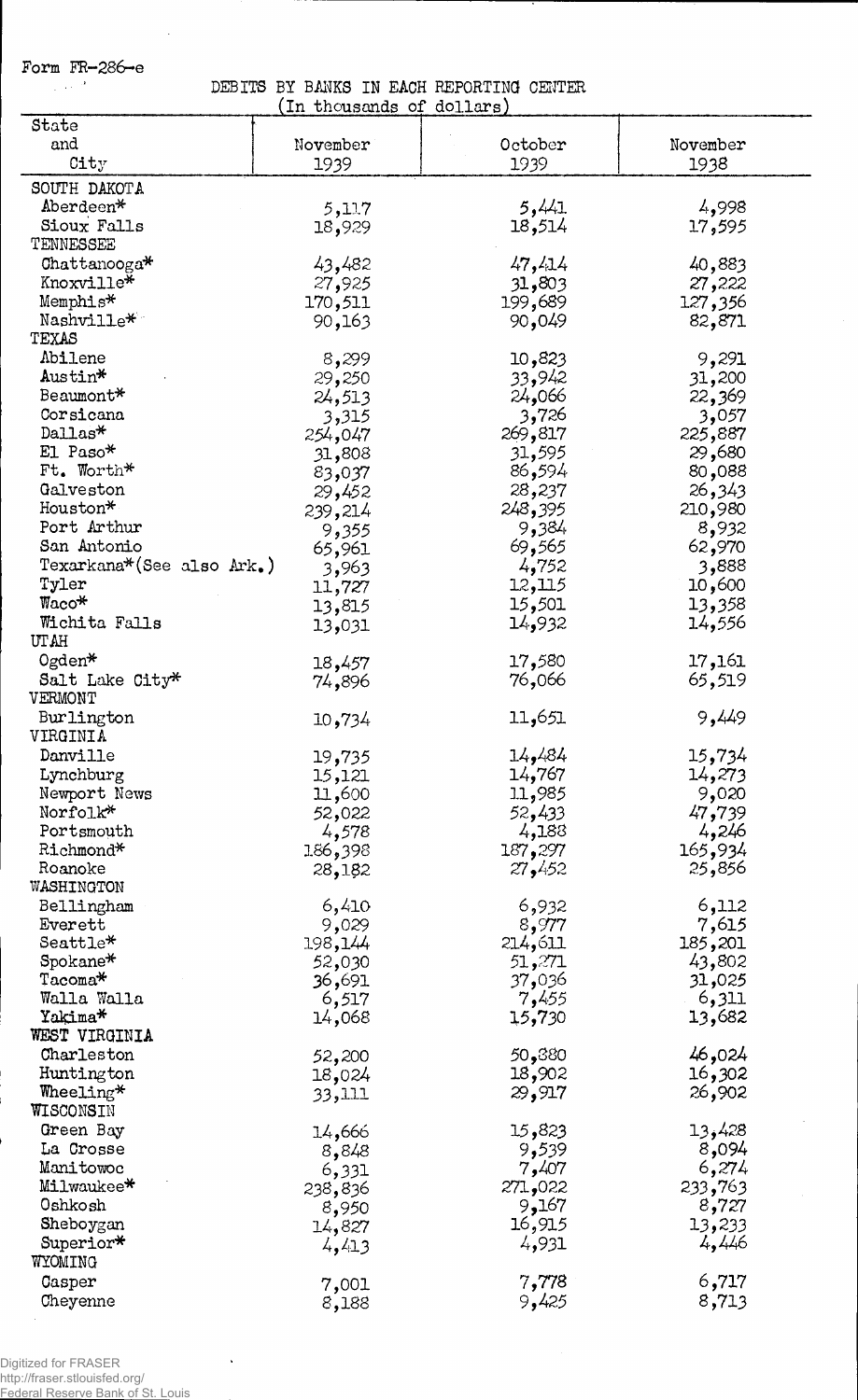Form FR-286-e

DEBITS BY BANKS IN EACH REPORTING CENTER
(In thousands of dollars)

| State and City | November 1939 | October 1939 | November 1938 |
|---|---|---|---|
| SOUTH DAKOTA | | | |
| Aberdeen* | 5,117 | 5,441 | 4,998 |
| Sioux Falls | 18,929 | 18,514 | 17,595 |
| TENNESSEE | | | |
| Chattanooga* | 43,482 | 47,414 | 40,883 |
| Knoxville* | 27,925 | 31,803 | 27,222 |
| Memphis* | 170,511 | 199,689 | 127,356 |
| Nashville* | 90,163 | 90,049 | 82,871 |
| TEXAS | | | |
| Abilene | 8,299 | 10,823 | 9,291 |
| Austin* | 29,250 | 33,942 | 31,200 |
| Beaumont* | 24,513 | 24,066 | 22,369 |
| Corsicana | 3,315 | 3,726 | 3,057 |
| Dallas* | 254,047 | 269,817 | 225,887 |
| El Paso* | 31,808 | 31,595 | 29,680 |
| Ft. Worth* | 83,037 | 86,594 | 80,088 |
| Galveston | 29,452 | 28,237 | 26,343 |
| Houston* | 239,214 | 248,395 | 210,980 |
| Port Arthur | 9,355 | 9,384 | 8,932 |
| San Antonio | 65,961 | 69,565 | 62,970 |
| Texarkana*(See also Ark.) | 3,963 | 4,752 | 3,888 |
| Tyler | 11,727 | 12,115 | 10,600 |
| Waco* | 13,815 | 15,501 | 13,358 |
| Wichita Falls | 13,031 | 14,932 | 14,556 |
| UTAH | | | |
| Ogden* | 18,457 | 17,580 | 17,161 |
| Salt Lake City* | 74,896 | 76,066 | 65,519 |
| VERMONT | | | |
| Burlington | 10,734 | 11,651 | 9,449 |
| VIRGINIA | | | |
| Danville | 19,735 | 14,484 | 15,734 |
| Lynchburg | 15,121 | 14,767 | 14,273 |
| Newport News | 11,600 | 11,985 | 9,020 |
| Norfolk* | 52,022 | 52,433 | 47,739 |
| Portsmouth | 4,578 | 4,188 | 4,246 |
| Richmond* | 186,398 | 187,297 | 165,934 |
| Roanoke | 28,182 | 27,452 | 25,856 |
| WASHINGTON | | | |
| Bellingham | 6,410 | 6,932 | 6,112 |
| Everett | 9,029 | 8,977 | 7,615 |
| Seattle* | 198,144 | 214,611 | 185,201 |
| Spokane* | 52,030 | 51,271 | 43,802 |
| Tacoma* | 36,691 | 37,036 | 31,025 |
| Walla Walla | 6,517 | 7,455 | 6,311 |
| Yakima* | 14,068 | 15,730 | 13,682 |
| WEST VIRGINIA | | | |
| Charleston | 52,200 | 50,380 | 46,024 |
| Huntington | 18,024 | 18,902 | 16,302 |
| Wheeling* | 33,111 | 29,917 | 26,902 |
| WISCONSIN | | | |
| Green Bay | 14,666 | 15,823 | 13,428 |
| La Crosse | 8,848 | 9,539 | 8,094 |
| Manitowoc | 6,331 | 7,407 | 6,274 |
| Milwaukee* | 238,836 | 271,022 | 233,763 |
| Oshkosh | 8,950 | 9,167 | 8,727 |
| Sheboygan | 14,827 | 16,915 | 13,233 |
| Superior* | 4,413 | 4,931 | 4,446 |
| WYOMING | | | |
| Casper | 7,001 | 7,778 | 6,717 |
| Cheyenne | 8,188 | 9,425 | 8,713 |